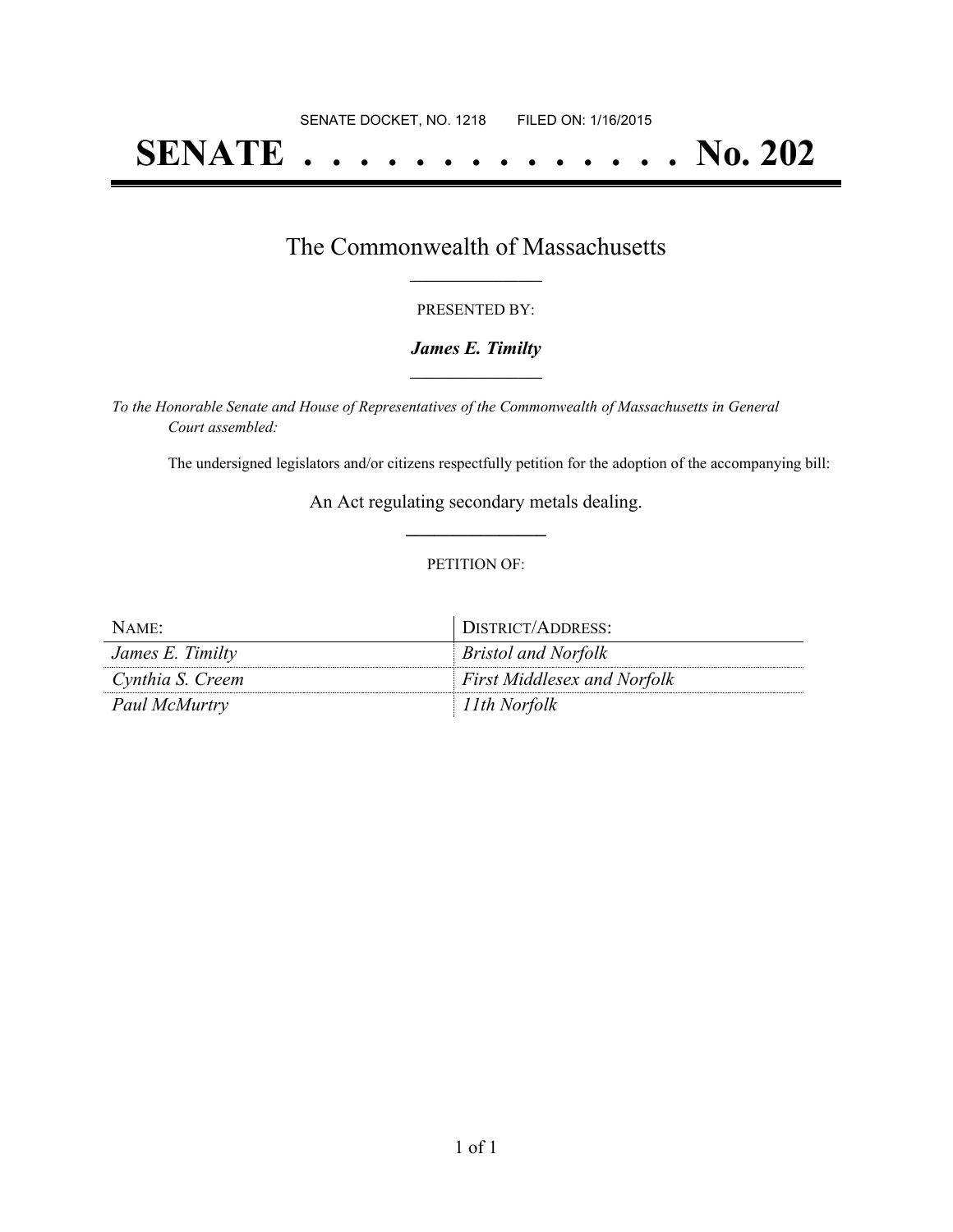SENATE DOCKET, NO. 1218 FILED ON: 1/16/2015

# SENATE . . . . . . . . . . . . . . No. 202

## The Commonwealth of Massachusetts

PRESENTED BY:

***James E. Timilty***

*To the Honorable Senate and House of Representatives of the Commonwealth of Massachusetts in General Court assembled:*

The undersigned legislators and/or citizens respectfully petition for the adoption of the accompanying bill:

An Act regulating secondary metals dealing.

PETITION OF:

| NAME: | DISTRICT/ADDRESS: |
|---|---|
| *James E. Timilty* | *Bristol and Norfolk* |
| *Cynthia S. Creem* | *First Middlesex and Norfolk* |
| *Paul McMurtry* | *11th Norfolk* |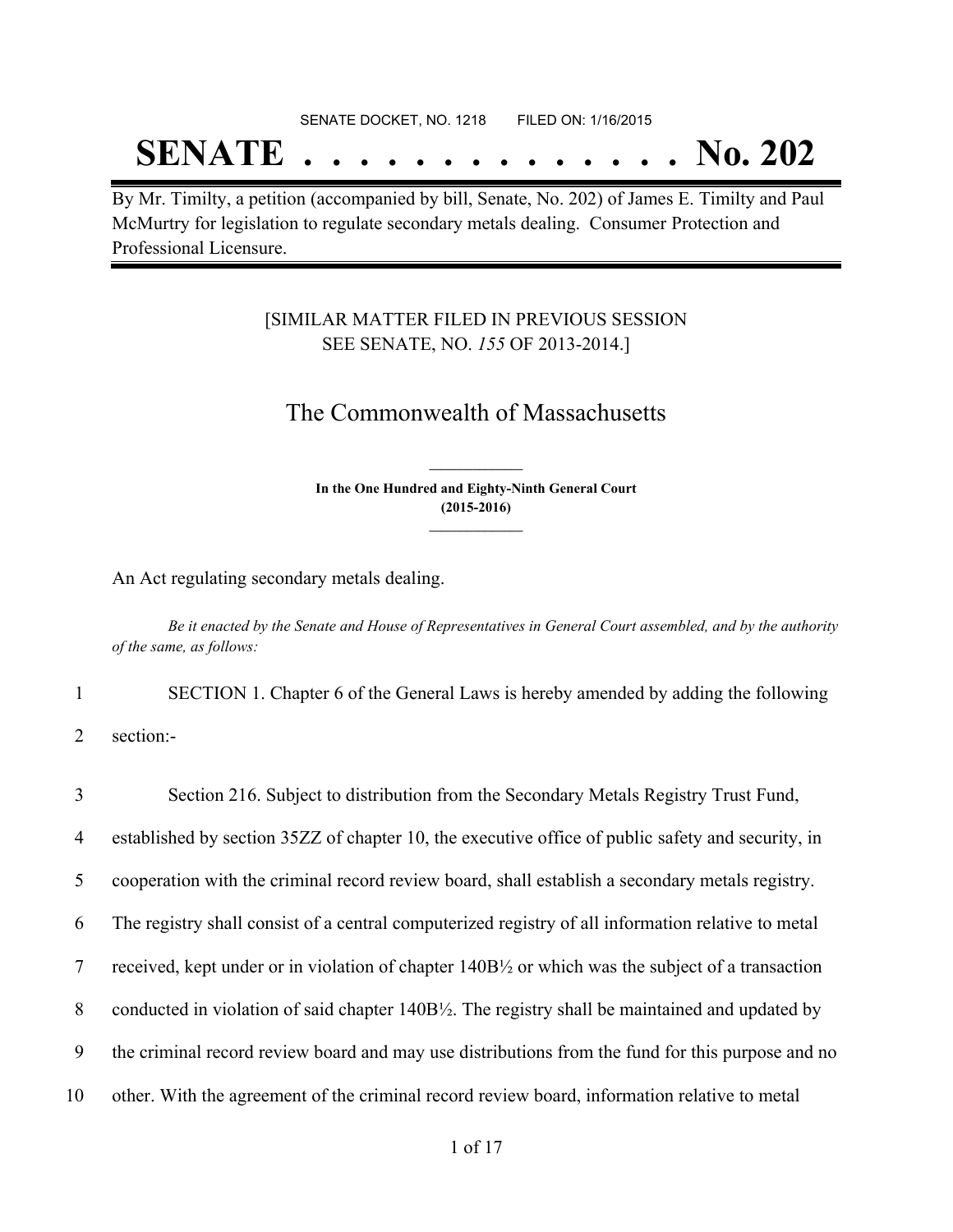SENATE DOCKET, NO. 1218 FILED ON: 1/16/2015

# SENATE . . . . . . . . . . . . . . No. 202

By Mr. Timilty, a petition (accompanied by bill, Senate, No. 202) of James E. Timilty and Paul McMurtry for legislation to regulate secondary metals dealing. Consumer Protection and Professional Licensure.

[SIMILAR MATTER FILED IN PREVIOUS SESSION SEE SENATE, NO. *155* OF 2013-2014.]

## The Commonwealth of Massachusetts

**In the One Hundred and Eighty-Ninth General Court (2015-2016)**

An Act regulating secondary metals dealing.

*Be it enacted by the Senate and House of Representatives in General Court assembled, and by the authority of the same, as follows:*

1 SECTION 1. Chapter 6 of the General Laws is hereby amended by adding the following
2 section:-

3 Section 216. Subject to distribution from the Secondary Metals Registry Trust Fund,
4 established by section 35ZZ of chapter 10, the executive office of public safety and security, in
5 cooperation with the criminal record review board, shall establish a secondary metals registry.
6 The registry shall consist of a central computerized registry of all information relative to metal
7 received, kept under or in violation of chapter 140B½ or which was the subject of a transaction
8 conducted in violation of said chapter 140B½. The registry shall be maintained and updated by
9 the criminal record review board and may use distributions from the fund for this purpose and no
10 other. With the agreement of the criminal record review board, information relative to metal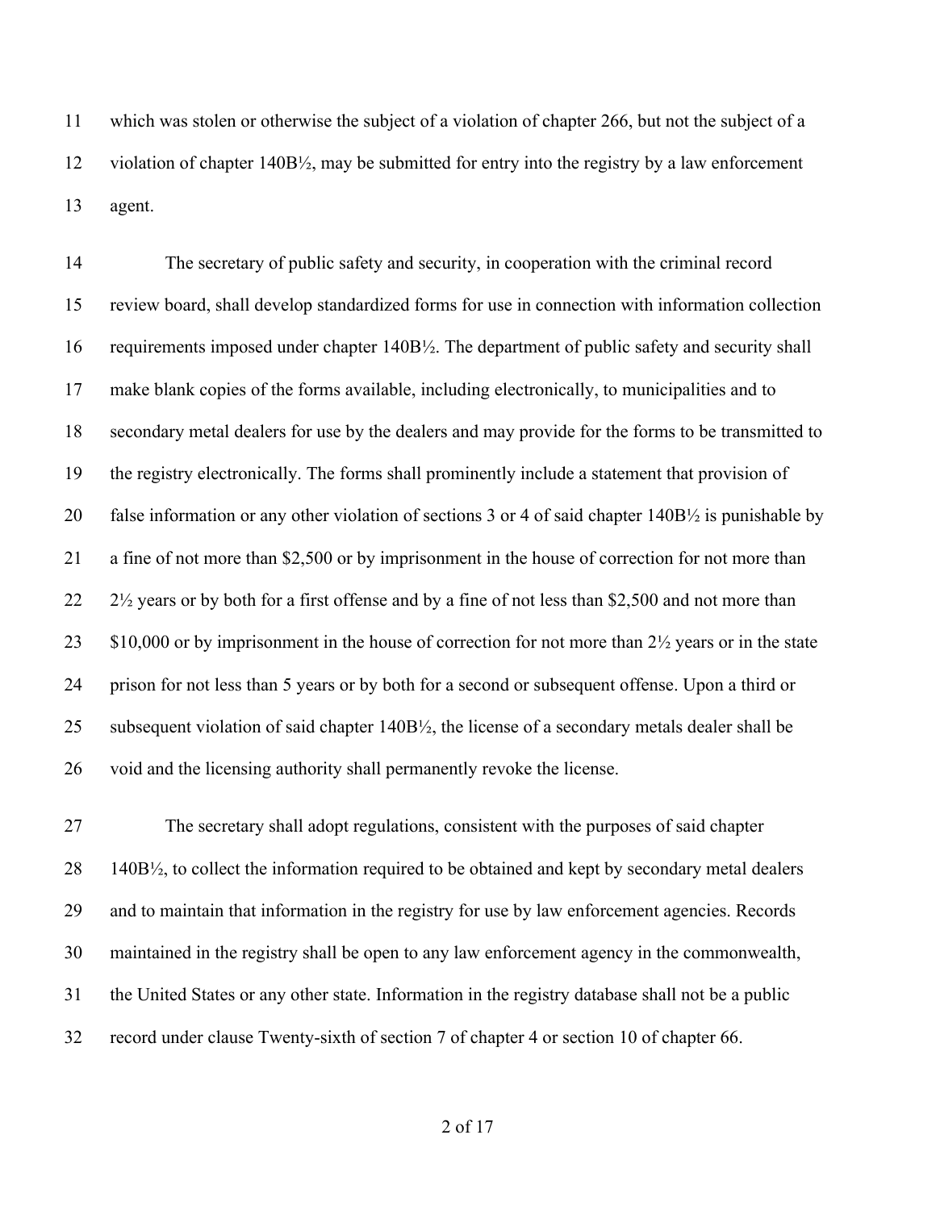which was stolen or otherwise the subject of a violation of chapter 266, but not the subject of a violation of chapter 140B½, may be submitted for entry into the registry by a law enforcement agent.

The secretary of public safety and security, in cooperation with the criminal record review board, shall develop standardized forms for use in connection with information collection requirements imposed under chapter 140B½. The department of public safety and security shall make blank copies of the forms available, including electronically, to municipalities and to secondary metal dealers for use by the dealers and may provide for the forms to be transmitted to the registry electronically. The forms shall prominently include a statement that provision of false information or any other violation of sections 3 or 4 of said chapter 140B½ is punishable by a fine of not more than $2,500 or by imprisonment in the house of correction for not more than 2½ years or by both for a first offense and by a fine of not less than $2,500 and not more than $10,000 or by imprisonment in the house of correction for not more than 2½ years or in the state prison for not less than 5 years or by both for a second or subsequent offense. Upon a third or subsequent violation of said chapter 140B½, the license of a secondary metals dealer shall be void and the licensing authority shall permanently revoke the license.

The secretary shall adopt regulations, consistent with the purposes of said chapter 140B½, to collect the information required to be obtained and kept by secondary metal dealers and to maintain that information in the registry for use by law enforcement agencies. Records maintained in the registry shall be open to any law enforcement agency in the commonwealth, the United States or any other state. Information in the registry database shall not be a public record under clause Twenty-sixth of section 7 of chapter 4 or section 10 of chapter 66.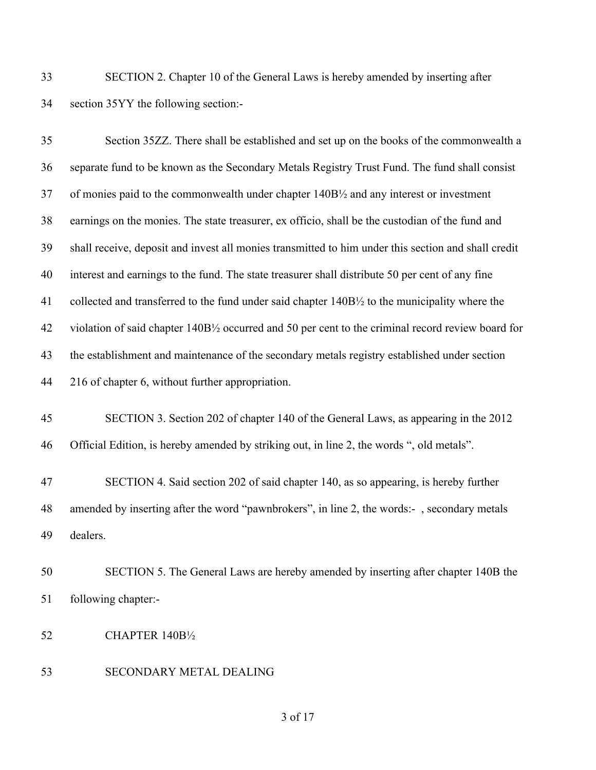SECTION 2. Chapter 10 of the General Laws is hereby amended by inserting after section 35YY the following section:-

Section 35ZZ. There shall be established and set up on the books of the commonwealth a separate fund to be known as the Secondary Metals Registry Trust Fund. The fund shall consist of monies paid to the commonwealth under chapter 140B½ and any interest or investment earnings on the monies. The state treasurer, ex officio, shall be the custodian of the fund and shall receive, deposit and invest all monies transmitted to him under this section and shall credit interest and earnings to the fund. The state treasurer shall distribute 50 per cent of any fine collected and transferred to the fund under said chapter 140B½ to the municipality where the violation of said chapter 140B½ occurred and 50 per cent to the criminal record review board for the establishment and maintenance of the secondary metals registry established under section 216 of chapter 6, without further appropriation.

SECTION 3. Section 202 of chapter 140 of the General Laws, as appearing in the 2012 Official Edition, is hereby amended by striking out, in line 2, the words ", old metals".

SECTION 4. Said section 202 of said chapter 140, as so appearing, is hereby further amended by inserting after the word "pawnbrokers", in line 2, the words:- , secondary metals dealers.

SECTION 5. The General Laws are hereby amended by inserting after chapter 140B the following chapter:-

CHAPTER 140B½

SECONDARY METAL DEALING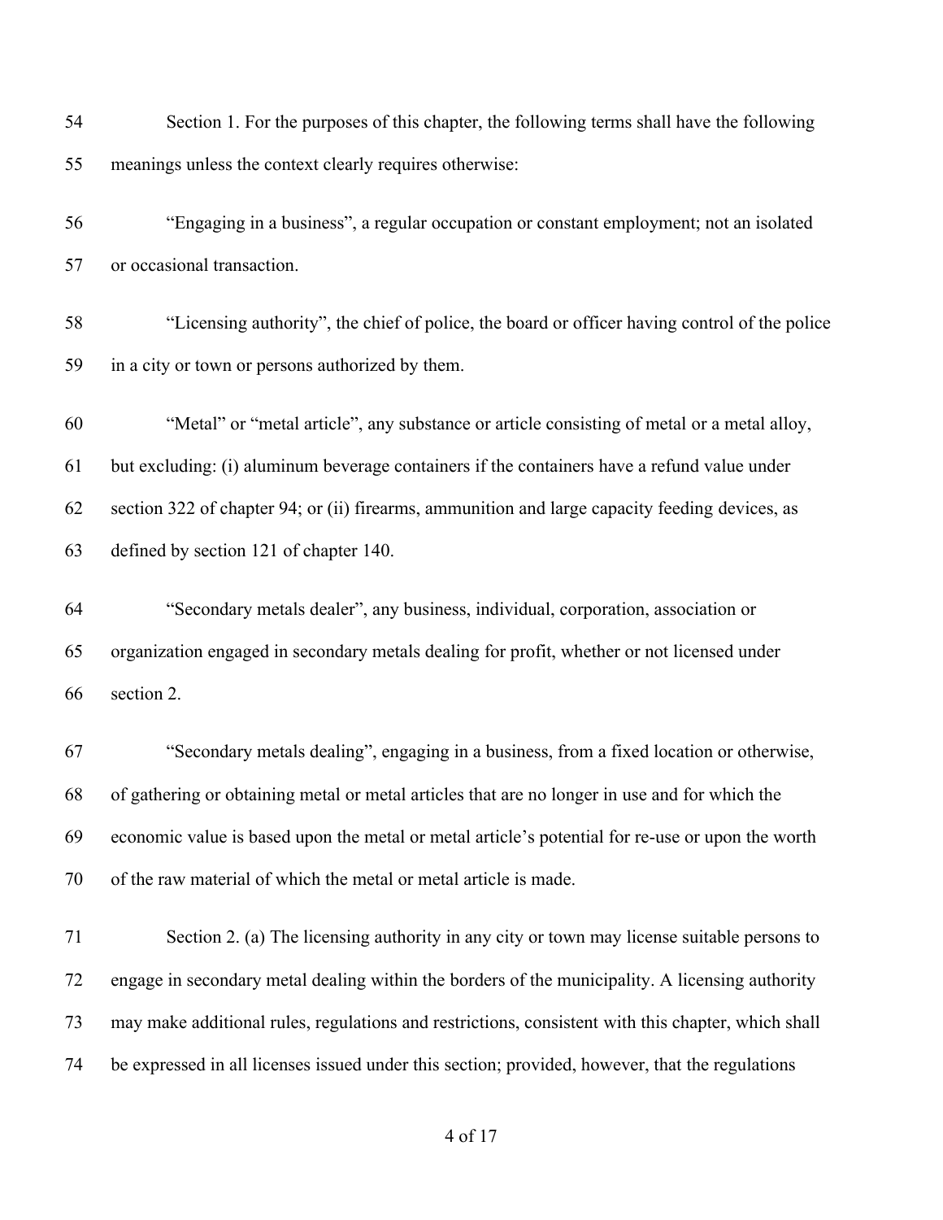Section 1. For the purposes of this chapter, the following terms shall have the following meanings unless the context clearly requires otherwise:

"Engaging in a business", a regular occupation or constant employment; not an isolated or occasional transaction.

"Licensing authority", the chief of police, the board or officer having control of the police in a city or town or persons authorized by them.

"Metal" or "metal article", any substance or article consisting of metal or a metal alloy, but excluding: (i) aluminum beverage containers if the containers have a refund value under section 322 of chapter 94; or (ii) firearms, ammunition and large capacity feeding devices, as defined by section 121 of chapter 140.

"Secondary metals dealer", any business, individual, corporation, association or organization engaged in secondary metals dealing for profit, whether or not licensed under section 2.

"Secondary metals dealing", engaging in a business, from a fixed location or otherwise, of gathering or obtaining metal or metal articles that are no longer in use and for which the economic value is based upon the metal or metal article's potential for re-use or upon the worth of the raw material of which the metal or metal article is made.

Section 2. (a) The licensing authority in any city or town may license suitable persons to engage in secondary metal dealing within the borders of the municipality. A licensing authority may make additional rules, regulations and restrictions, consistent with this chapter, which shall be expressed in all licenses issued under this section; provided, however, that the regulations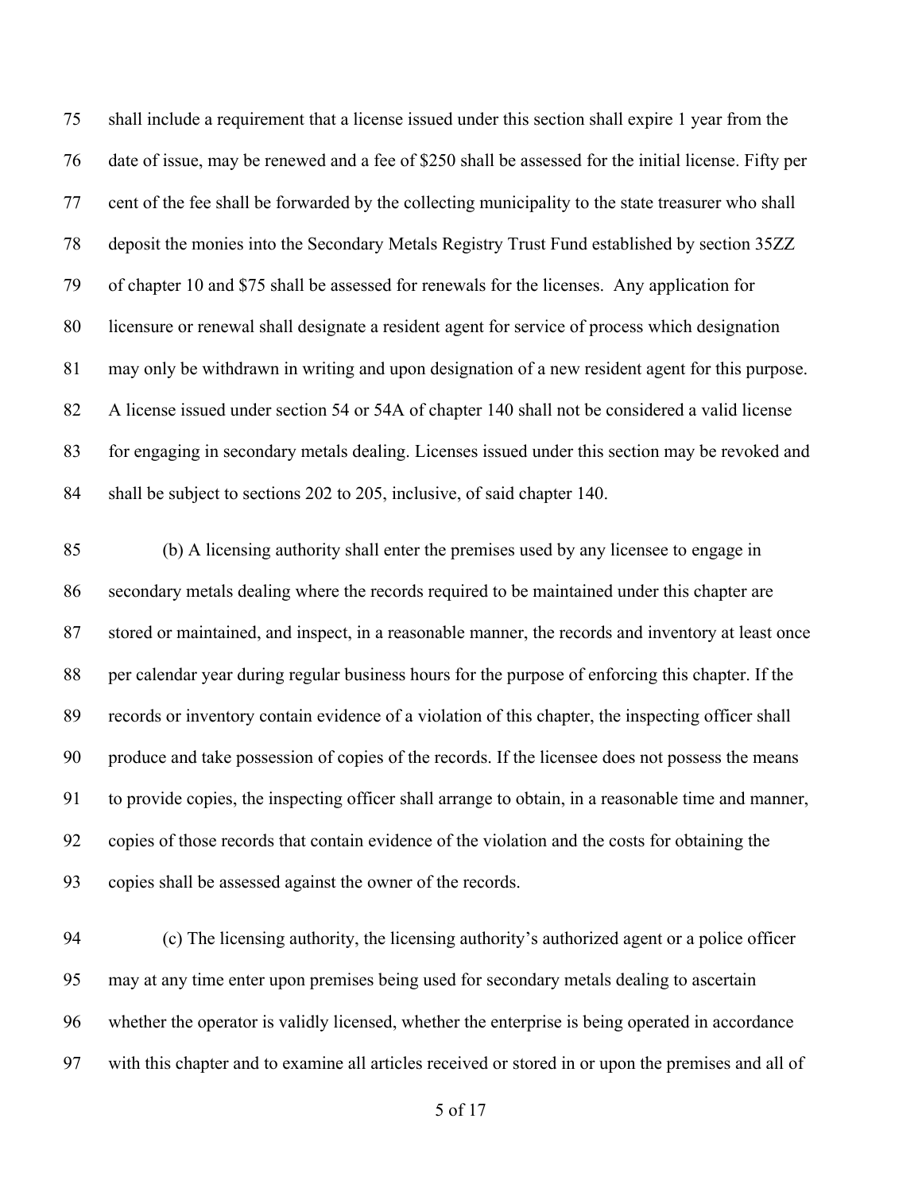shall include a requirement that a license issued under this section shall expire 1 year from the date of issue, may be renewed and a fee of $250 shall be assessed for the initial license. Fifty per cent of the fee shall be forwarded by the collecting municipality to the state treasurer who shall deposit the monies into the Secondary Metals Registry Trust Fund established by section 35ZZ of chapter 10 and $75 shall be assessed for renewals for the licenses. Any application for licensure or renewal shall designate a resident agent for service of process which designation may only be withdrawn in writing and upon designation of a new resident agent for this purpose. A license issued under section 54 or 54A of chapter 140 shall not be considered a valid license for engaging in secondary metals dealing. Licenses issued under this section may be revoked and shall be subject to sections 202 to 205, inclusive, of said chapter 140.

(b) A licensing authority shall enter the premises used by any licensee to engage in secondary metals dealing where the records required to be maintained under this chapter are stored or maintained, and inspect, in a reasonable manner, the records and inventory at least once per calendar year during regular business hours for the purpose of enforcing this chapter. If the records or inventory contain evidence of a violation of this chapter, the inspecting officer shall produce and take possession of copies of the records. If the licensee does not possess the means to provide copies, the inspecting officer shall arrange to obtain, in a reasonable time and manner, copies of those records that contain evidence of the violation and the costs for obtaining the copies shall be assessed against the owner of the records.

(c) The licensing authority, the licensing authority's authorized agent or a police officer may at any time enter upon premises being used for secondary metals dealing to ascertain whether the operator is validly licensed, whether the enterprise is being operated in accordance with this chapter and to examine all articles received or stored in or upon the premises and all of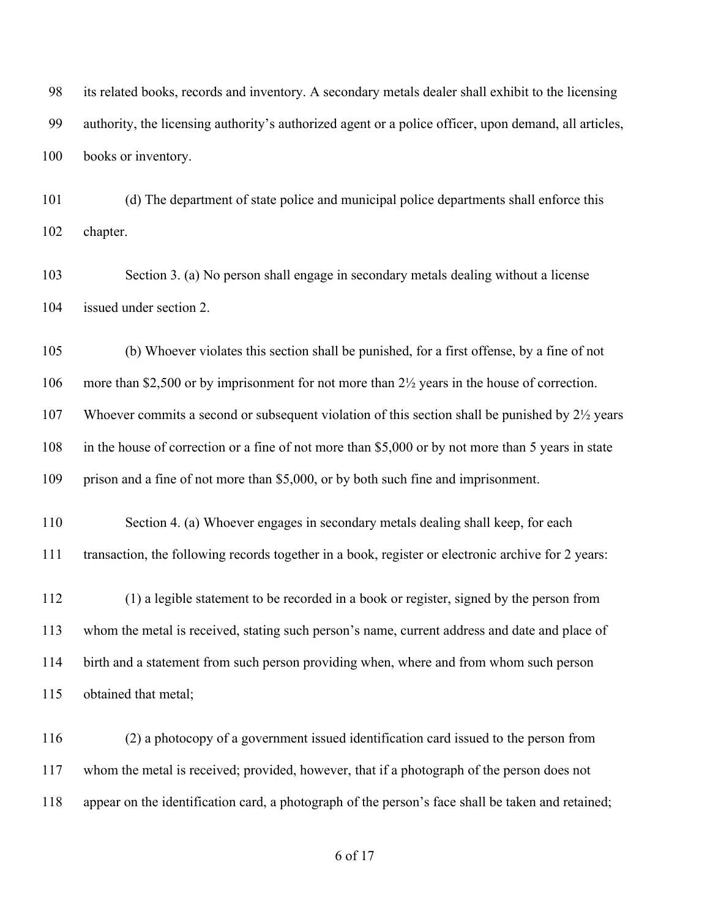its related books, records and inventory. A secondary metals dealer shall exhibit to the licensing authority, the licensing authority's authorized agent or a police officer, upon demand, all articles, books or inventory.

(d) The department of state police and municipal police departments shall enforce this chapter.

Section 3. (a) No person shall engage in secondary metals dealing without a license issued under section 2.

(b) Whoever violates this section shall be punished, for a first offense, by a fine of not more than \$2,500 or by imprisonment for not more than 2½ years in the house of correction. Whoever commits a second or subsequent violation of this section shall be punished by 2½ years in the house of correction or a fine of not more than \$5,000 or by not more than 5 years in state prison and a fine of not more than \$5,000, or by both such fine and imprisonment.

Section 4. (a) Whoever engages in secondary metals dealing shall keep, for each transaction, the following records together in a book, register or electronic archive for 2 years:

(1) a legible statement to be recorded in a book or register, signed by the person from whom the metal is received, stating such person's name, current address and date and place of birth and a statement from such person providing when, where and from whom such person obtained that metal;

(2) a photocopy of a government issued identification card issued to the person from whom the metal is received; provided, however, that if a photograph of the person does not appear on the identification card, a photograph of the person's face shall be taken and retained;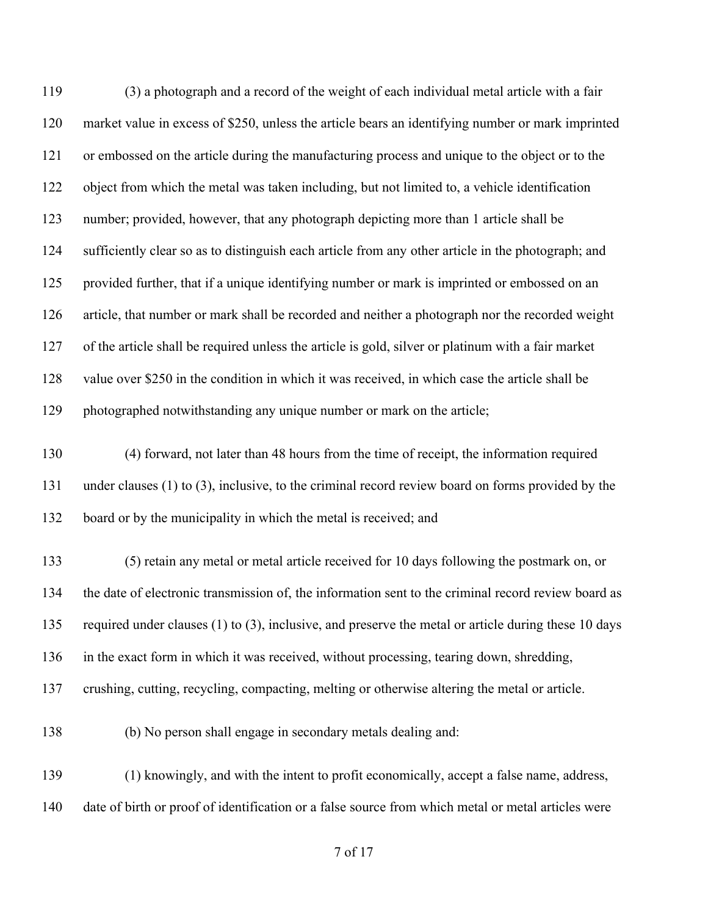(3) a photograph and a record of the weight of each individual metal article with a fair market value in excess of $250, unless the article bears an identifying number or mark imprinted or embossed on the article during the manufacturing process and unique to the object or to the object from which the metal was taken including, but not limited to, a vehicle identification number; provided, however, that any photograph depicting more than 1 article shall be sufficiently clear so as to distinguish each article from any other article in the photograph; and provided further, that if a unique identifying number or mark is imprinted or embossed on an article, that number or mark shall be recorded and neither a photograph nor the recorded weight of the article shall be required unless the article is gold, silver or platinum with a fair market value over $250 in the condition in which it was received, in which case the article shall be photographed notwithstanding any unique number or mark on the article;

(4) forward, not later than 48 hours from the time of receipt, the information required under clauses (1) to (3), inclusive, to the criminal record review board on forms provided by the board or by the municipality in which the metal is received; and

(5) retain any metal or metal article received for 10 days following the postmark on, or the date of electronic transmission of, the information sent to the criminal record review board as required under clauses (1) to (3), inclusive, and preserve the metal or article during these 10 days in the exact form in which it was received, without processing, tearing down, shredding, crushing, cutting, recycling, compacting, melting or otherwise altering the metal or article.

(b) No person shall engage in secondary metals dealing and:

(1) knowingly, and with the intent to profit economically, accept a false name, address, date of birth or proof of identification or a false source from which metal or metal articles were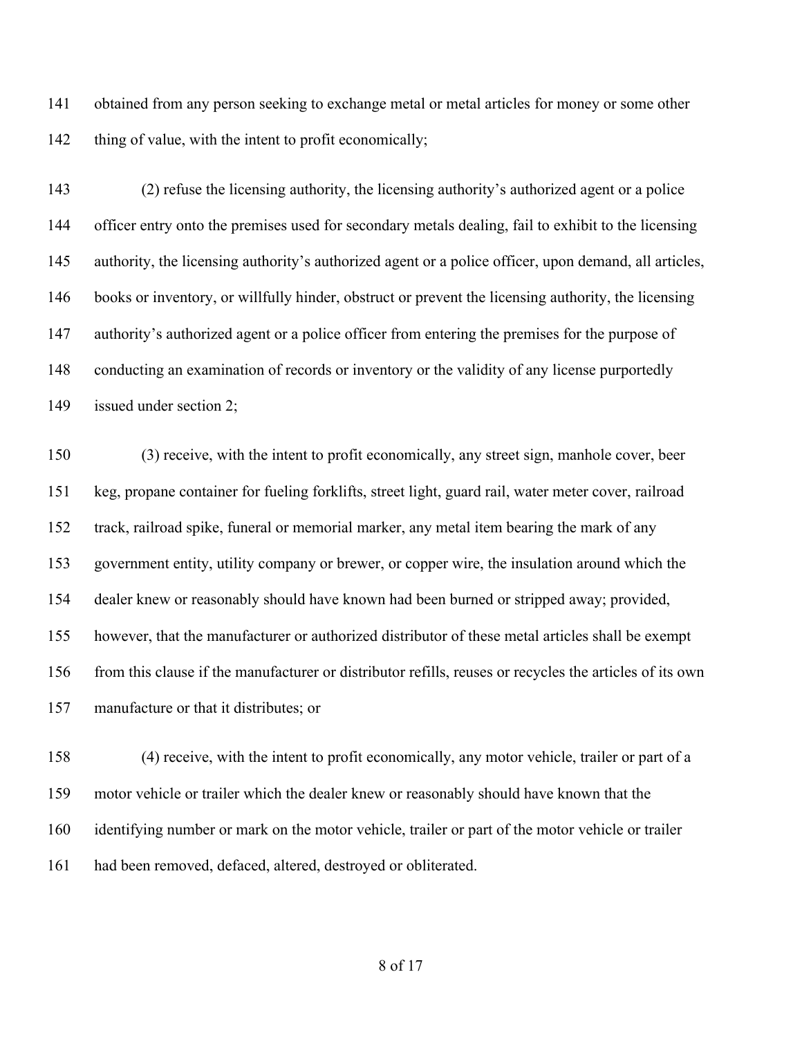obtained from any person seeking to exchange metal or metal articles for money or some other thing of value, with the intent to profit economically;

(2) refuse the licensing authority, the licensing authority's authorized agent or a police officer entry onto the premises used for secondary metals dealing, fail to exhibit to the licensing authority, the licensing authority's authorized agent or a police officer, upon demand, all articles, books or inventory, or willfully hinder, obstruct or prevent the licensing authority, the licensing authority's authorized agent or a police officer from entering the premises for the purpose of conducting an examination of records or inventory or the validity of any license purportedly issued under section 2;

(3) receive, with the intent to profit economically, any street sign, manhole cover, beer keg, propane container for fueling forklifts, street light, guard rail, water meter cover, railroad track, railroad spike, funeral or memorial marker, any metal item bearing the mark of any government entity, utility company or brewer, or copper wire, the insulation around which the dealer knew or reasonably should have known had been burned or stripped away; provided, however, that the manufacturer or authorized distributor of these metal articles shall be exempt from this clause if the manufacturer or distributor refills, reuses or recycles the articles of its own manufacture or that it distributes; or

(4) receive, with the intent to profit economically, any motor vehicle, trailer or part of a motor vehicle or trailer which the dealer knew or reasonably should have known that the identifying number or mark on the motor vehicle, trailer or part of the motor vehicle or trailer had been removed, defaced, altered, destroyed or obliterated.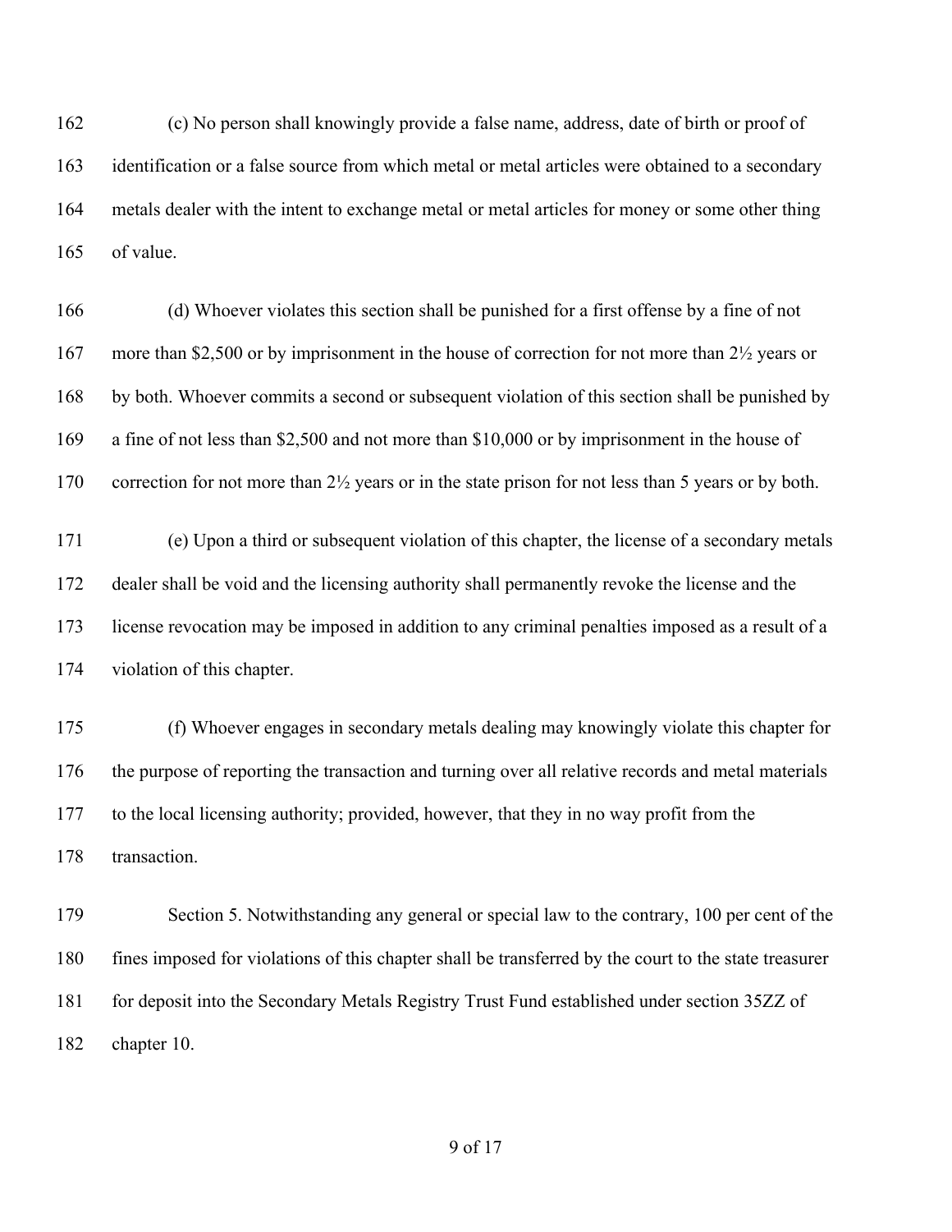162 (c) No person shall knowingly provide a false name, address, date of birth or proof of
163 identification or a false source from which metal or metal articles were obtained to a secondary
164 metals dealer with the intent to exchange metal or metal articles for money or some other thing
165 of value.

166 (d) Whoever violates this section shall be punished for a first offense by a fine of not
167 more than $2,500 or by imprisonment in the house of correction for not more than 2½ years or
168 by both. Whoever commits a second or subsequent violation of this section shall be punished by
169 a fine of not less than $2,500 and not more than $10,000 or by imprisonment in the house of
170 correction for not more than 2½ years or in the state prison for not less than 5 years or by both.

171 (e) Upon a third or subsequent violation of this chapter, the license of a secondary metals
172 dealer shall be void and the licensing authority shall permanently revoke the license and the
173 license revocation may be imposed in addition to any criminal penalties imposed as a result of a
174 violation of this chapter.

175 (f) Whoever engages in secondary metals dealing may knowingly violate this chapter for
176 the purpose of reporting the transaction and turning over all relative records and metal materials
177 to the local licensing authority; provided, however, that they in no way profit from the
178 transaction.

179 Section 5. Notwithstanding any general or special law to the contrary, 100 per cent of the
180 fines imposed for violations of this chapter shall be transferred by the court to the state treasurer
181 for deposit into the Secondary Metals Registry Trust Fund established under section 35ZZ of
182 chapter 10.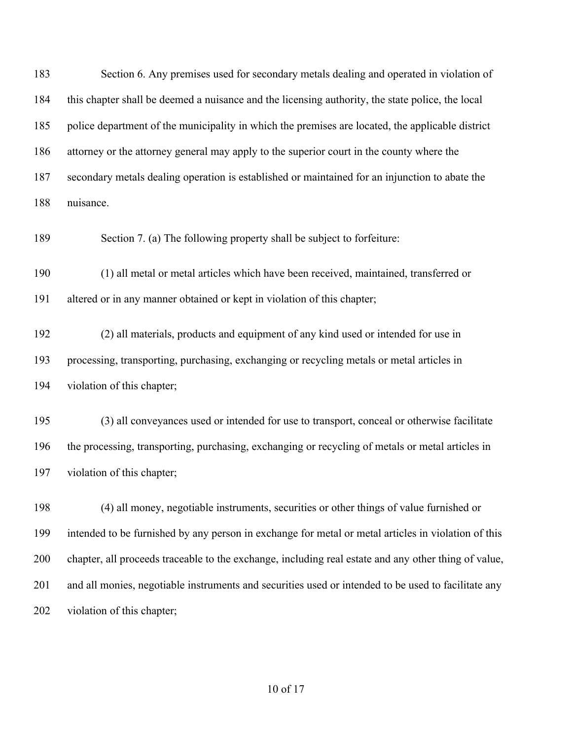Section 6. Any premises used for secondary metals dealing and operated in violation of this chapter shall be deemed a nuisance and the licensing authority, the state police, the local police department of the municipality in which the premises are located, the applicable district attorney or the attorney general may apply to the superior court in the county where the secondary metals dealing operation is established or maintained for an injunction to abate the nuisance.

Section 7. (a) The following property shall be subject to forfeiture:

(1) all metal or metal articles which have been received, maintained, transferred or altered or in any manner obtained or kept in violation of this chapter;

(2) all materials, products and equipment of any kind used or intended for use in processing, transporting, purchasing, exchanging or recycling metals or metal articles in violation of this chapter;

(3) all conveyances used or intended for use to transport, conceal or otherwise facilitate the processing, transporting, purchasing, exchanging or recycling of metals or metal articles in violation of this chapter;

(4) all money, negotiable instruments, securities or other things of value furnished or intended to be furnished by any person in exchange for metal or metal articles in violation of this chapter, all proceeds traceable to the exchange, including real estate and any other thing of value, and all monies, negotiable instruments and securities used or intended to be used to facilitate any violation of this chapter;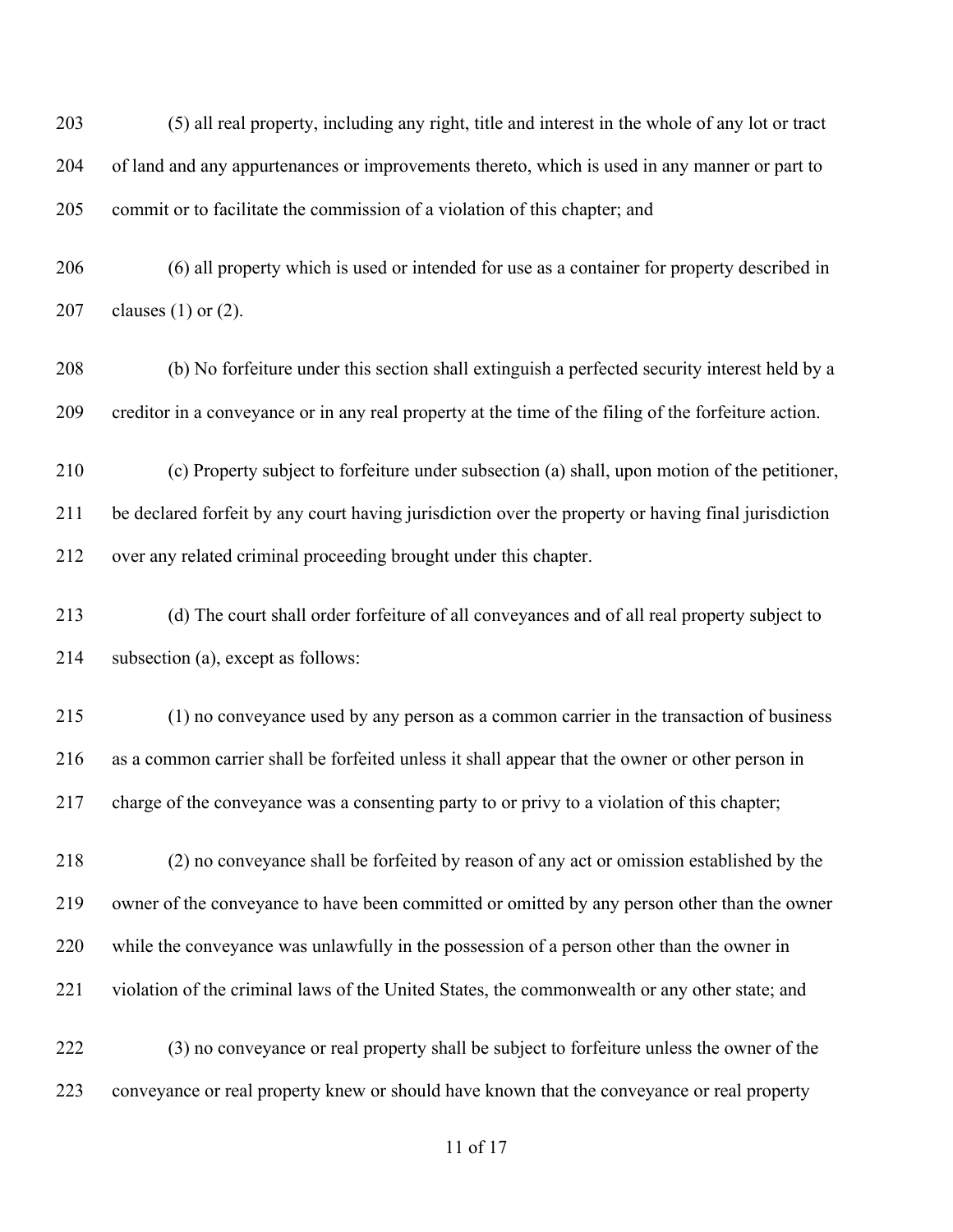(5) all real property, including any right, title and interest in the whole of any lot or tract of land and any appurtenances or improvements thereto, which is used in any manner or part to commit or to facilitate the commission of a violation of this chapter; and

(6) all property which is used or intended for use as a container for property described in clauses (1) or (2).

(b) No forfeiture under this section shall extinguish a perfected security interest held by a creditor in a conveyance or in any real property at the time of the filing of the forfeiture action.

(c) Property subject to forfeiture under subsection (a) shall, upon motion of the petitioner, be declared forfeit by any court having jurisdiction over the property or having final jurisdiction over any related criminal proceeding brought under this chapter.

(d) The court shall order forfeiture of all conveyances and of all real property subject to subsection (a), except as follows:

(1) no conveyance used by any person as a common carrier in the transaction of business as a common carrier shall be forfeited unless it shall appear that the owner or other person in charge of the conveyance was a consenting party to or privy to a violation of this chapter;

(2) no conveyance shall be forfeited by reason of any act or omission established by the owner of the conveyance to have been committed or omitted by any person other than the owner while the conveyance was unlawfully in the possession of a person other than the owner in violation of the criminal laws of the United States, the commonwealth or any other state; and

(3) no conveyance or real property shall be subject to forfeiture unless the owner of the conveyance or real property knew or should have known that the conveyance or real property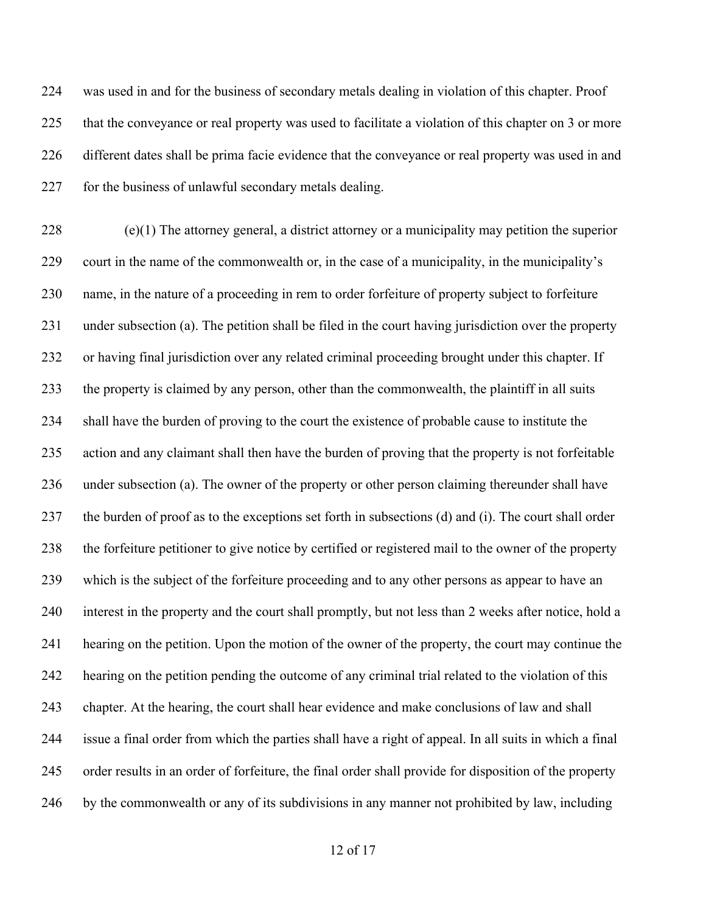was used in and for the business of secondary metals dealing in violation of this chapter. Proof that the conveyance or real property was used to facilitate a violation of this chapter on 3 or more different dates shall be prima facie evidence that the conveyance or real property was used in and for the business of unlawful secondary metals dealing.

(e)(1) The attorney general, a district attorney or a municipality may petition the superior court in the name of the commonwealth or, in the case of a municipality, in the municipality's name, in the nature of a proceeding in rem to order forfeiture of property subject to forfeiture under subsection (a). The petition shall be filed in the court having jurisdiction over the property or having final jurisdiction over any related criminal proceeding brought under this chapter. If the property is claimed by any person, other than the commonwealth, the plaintiff in all suits shall have the burden of proving to the court the existence of probable cause to institute the action and any claimant shall then have the burden of proving that the property is not forfeitable under subsection (a). The owner of the property or other person claiming thereunder shall have the burden of proof as to the exceptions set forth in subsections (d) and (i). The court shall order the forfeiture petitioner to give notice by certified or registered mail to the owner of the property which is the subject of the forfeiture proceeding and to any other persons as appear to have an interest in the property and the court shall promptly, but not less than 2 weeks after notice, hold a hearing on the petition. Upon the motion of the owner of the property, the court may continue the hearing on the petition pending the outcome of any criminal trial related to the violation of this chapter. At the hearing, the court shall hear evidence and make conclusions of law and shall issue a final order from which the parties shall have a right of appeal. In all suits in which a final order results in an order of forfeiture, the final order shall provide for disposition of the property by the commonwealth or any of its subdivisions in any manner not prohibited by law, including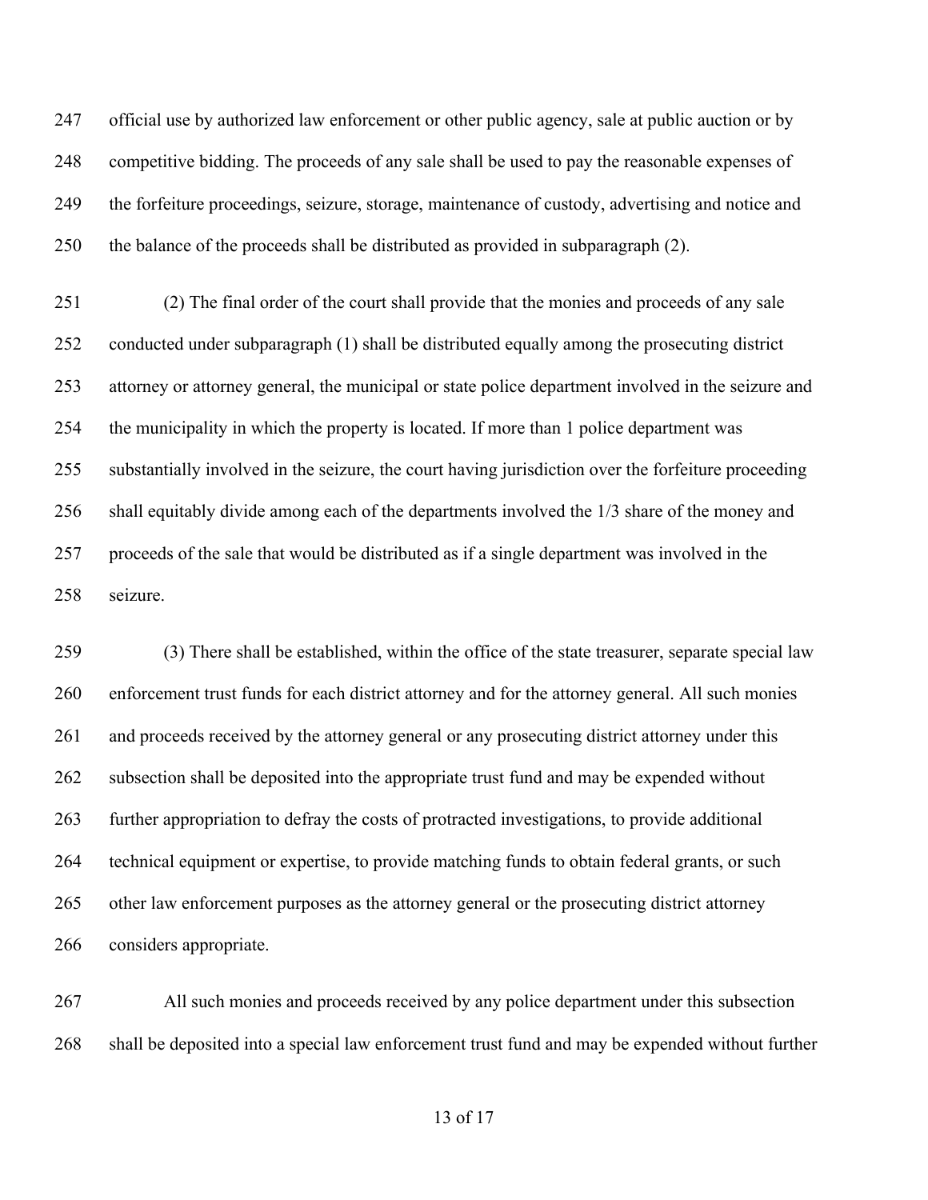official use by authorized law enforcement or other public agency, sale at public auction or by competitive bidding. The proceeds of any sale shall be used to pay the reasonable expenses of the forfeiture proceedings, seizure, storage, maintenance of custody, advertising and notice and the balance of the proceeds shall be distributed as provided in subparagraph (2).

(2) The final order of the court shall provide that the monies and proceeds of any sale conducted under subparagraph (1) shall be distributed equally among the prosecuting district attorney or attorney general, the municipal or state police department involved in the seizure and the municipality in which the property is located. If more than 1 police department was substantially involved in the seizure, the court having jurisdiction over the forfeiture proceeding shall equitably divide among each of the departments involved the 1/3 share of the money and proceeds of the sale that would be distributed as if a single department was involved in the seizure.

(3) There shall be established, within the office of the state treasurer, separate special law enforcement trust funds for each district attorney and for the attorney general. All such monies and proceeds received by the attorney general or any prosecuting district attorney under this subsection shall be deposited into the appropriate trust fund and may be expended without further appropriation to defray the costs of protracted investigations, to provide additional technical equipment or expertise, to provide matching funds to obtain federal grants, or such other law enforcement purposes as the attorney general or the prosecuting district attorney considers appropriate.

All such monies and proceeds received by any police department under this subsection shall be deposited into a special law enforcement trust fund and may be expended without further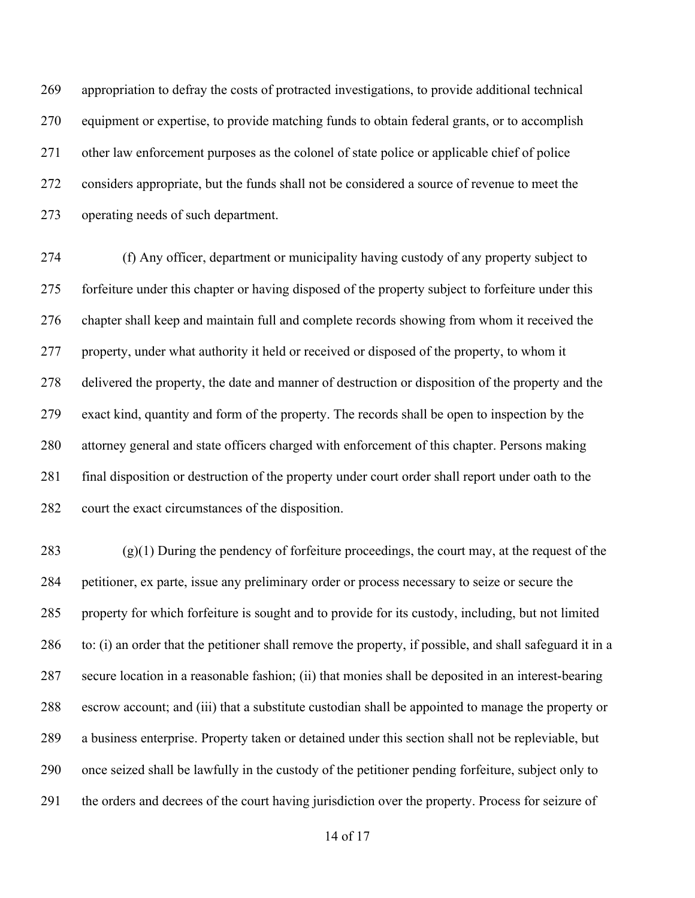appropriation to defray the costs of protracted investigations, to provide additional technical equipment or expertise, to provide matching funds to obtain federal grants, or to accomplish other law enforcement purposes as the colonel of state police or applicable chief of police considers appropriate, but the funds shall not be considered a source of revenue to meet the operating needs of such department.

(f) Any officer, department or municipality having custody of any property subject to forfeiture under this chapter or having disposed of the property subject to forfeiture under this chapter shall keep and maintain full and complete records showing from whom it received the property, under what authority it held or received or disposed of the property, to whom it delivered the property, the date and manner of destruction or disposition of the property and the exact kind, quantity and form of the property. The records shall be open to inspection by the attorney general and state officers charged with enforcement of this chapter. Persons making final disposition or destruction of the property under court order shall report under oath to the court the exact circumstances of the disposition.

(g)(1) During the pendency of forfeiture proceedings, the court may, at the request of the petitioner, ex parte, issue any preliminary order or process necessary to seize or secure the property for which forfeiture is sought and to provide for its custody, including, but not limited to: (i) an order that the petitioner shall remove the property, if possible, and shall safeguard it in a secure location in a reasonable fashion; (ii) that monies shall be deposited in an interest-bearing escrow account; and (iii) that a substitute custodian shall be appointed to manage the property or a business enterprise. Property taken or detained under this section shall not be repleviable, but once seized shall be lawfully in the custody of the petitioner pending forfeiture, subject only to the orders and decrees of the court having jurisdiction over the property. Process for seizure of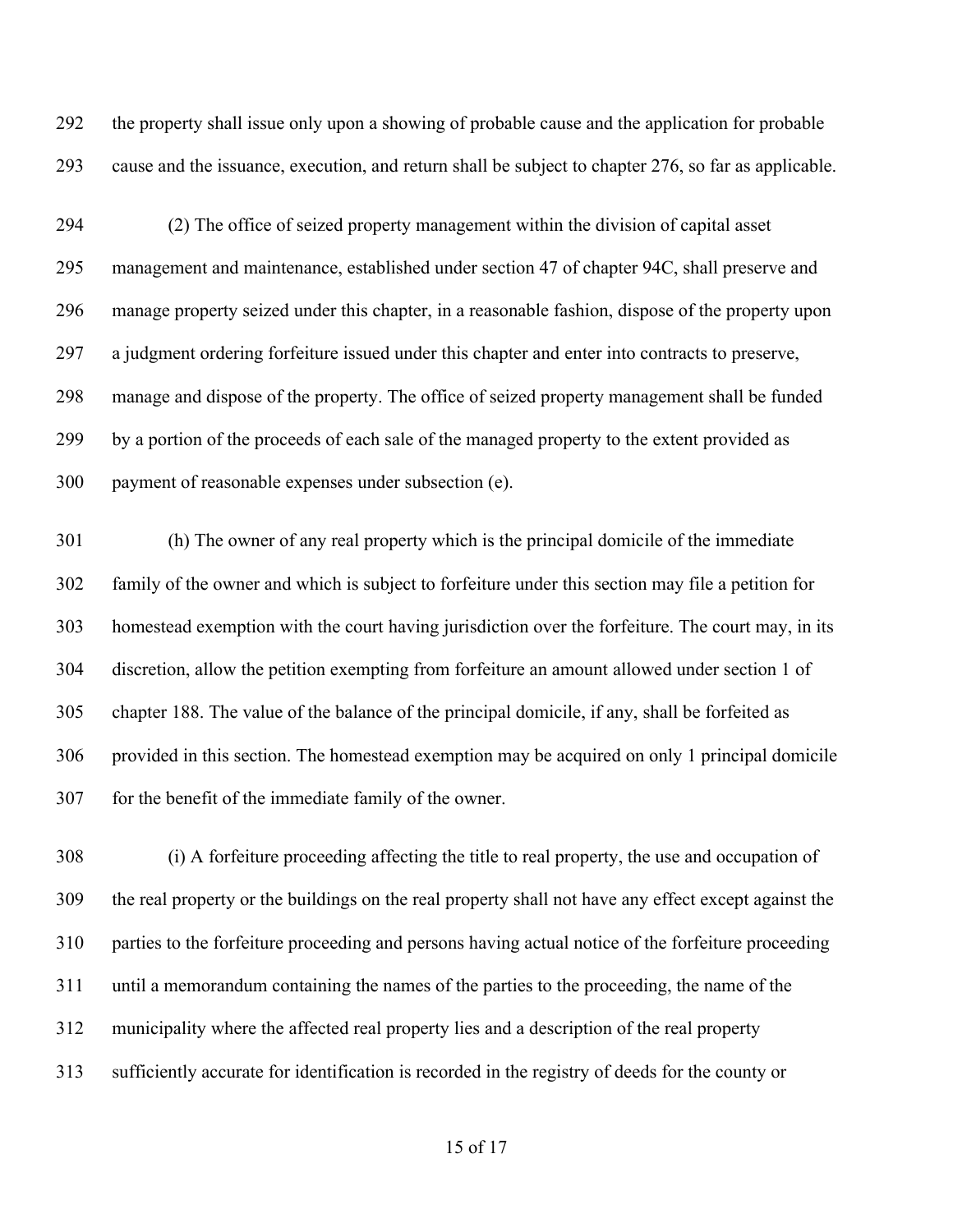the property shall issue only upon a showing of probable cause and the application for probable cause and the issuance, execution, and return shall be subject to chapter 276, so far as applicable.

(2) The office of seized property management within the division of capital asset management and maintenance, established under section 47 of chapter 94C, shall preserve and manage property seized under this chapter, in a reasonable fashion, dispose of the property upon a judgment ordering forfeiture issued under this chapter and enter into contracts to preserve, manage and dispose of the property. The office of seized property management shall be funded by a portion of the proceeds of each sale of the managed property to the extent provided as payment of reasonable expenses under subsection (e).

(h) The owner of any real property which is the principal domicile of the immediate family of the owner and which is subject to forfeiture under this section may file a petition for homestead exemption with the court having jurisdiction over the forfeiture. The court may, in its discretion, allow the petition exempting from forfeiture an amount allowed under section 1 of chapter 188. The value of the balance of the principal domicile, if any, shall be forfeited as provided in this section. The homestead exemption may be acquired on only 1 principal domicile for the benefit of the immediate family of the owner.

(i) A forfeiture proceeding affecting the title to real property, the use and occupation of the real property or the buildings on the real property shall not have any effect except against the parties to the forfeiture proceeding and persons having actual notice of the forfeiture proceeding until a memorandum containing the names of the parties to the proceeding, the name of the municipality where the affected real property lies and a description of the real property sufficiently accurate for identification is recorded in the registry of deeds for the county or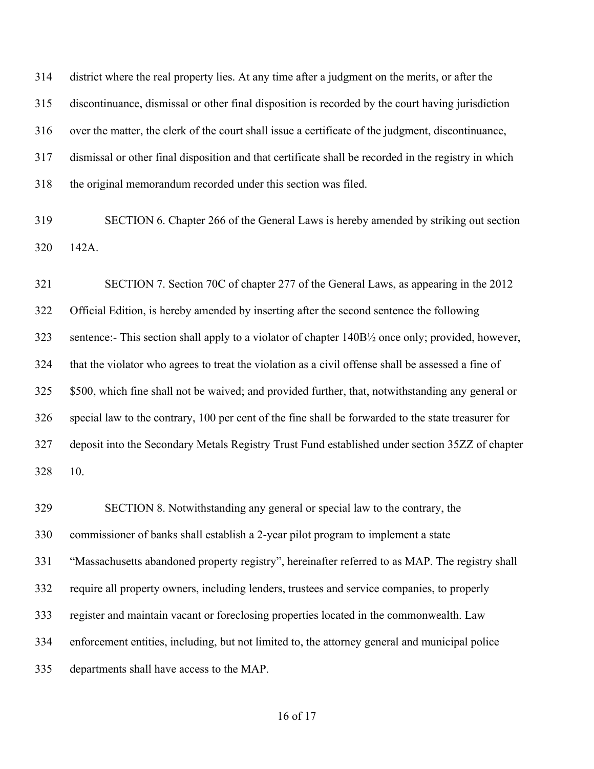district where the real property lies. At any time after a judgment on the merits, or after the discontinuance, dismissal or other final disposition is recorded by the court having jurisdiction over the matter, the clerk of the court shall issue a certificate of the judgment, discontinuance, dismissal or other final disposition and that certificate shall be recorded in the registry in which the original memorandum recorded under this section was filed.

SECTION 6. Chapter 266 of the General Laws is hereby amended by striking out section 142A.

SECTION 7. Section 70C of chapter 277 of the General Laws, as appearing in the 2012 Official Edition, is hereby amended by inserting after the second sentence the following sentence:- This section shall apply to a violator of chapter 140B½ once only; provided, however, that the violator who agrees to treat the violation as a civil offense shall be assessed a fine of $500, which fine shall not be waived; and provided further, that, notwithstanding any general or special law to the contrary, 100 per cent of the fine shall be forwarded to the state treasurer for deposit into the Secondary Metals Registry Trust Fund established under section 35ZZ of chapter 10.

SECTION 8. Notwithstanding any general or special law to the contrary, the commissioner of banks shall establish a 2-year pilot program to implement a state "Massachusetts abandoned property registry", hereinafter referred to as MAP. The registry shall require all property owners, including lenders, trustees and service companies, to properly register and maintain vacant or foreclosing properties located in the commonwealth. Law enforcement entities, including, but not limited to, the attorney general and municipal police departments shall have access to the MAP.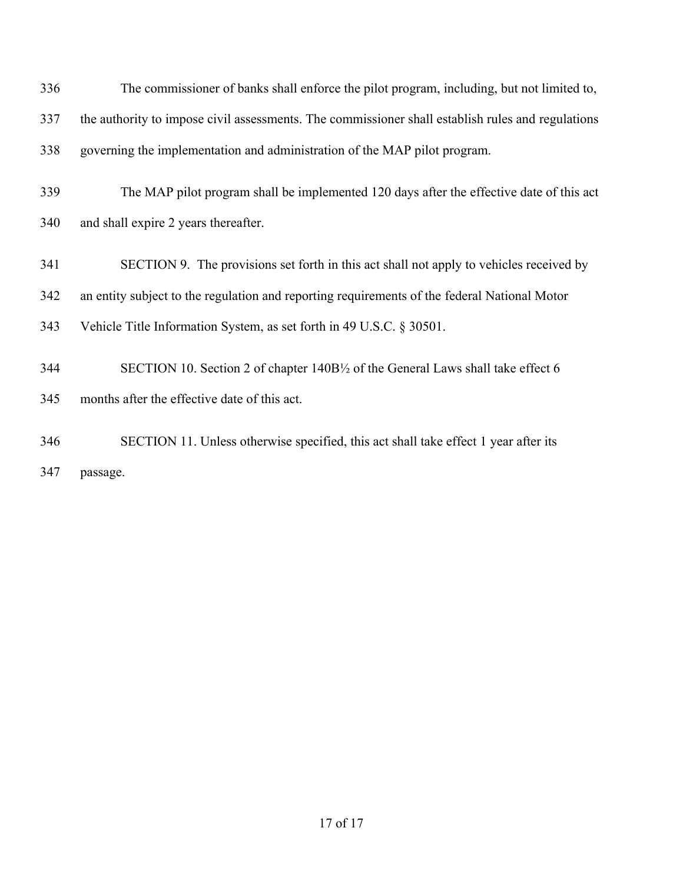The commissioner of banks shall enforce the pilot program, including, but not limited to, the authority to impose civil assessments. The commissioner shall establish rules and regulations governing the implementation and administration of the MAP pilot program.

The MAP pilot program shall be implemented 120 days after the effective date of this act and shall expire 2 years thereafter.

SECTION 9. The provisions set forth in this act shall not apply to vehicles received by an entity subject to the regulation and reporting requirements of the federal National Motor Vehicle Title Information System, as set forth in 49 U.S.C. § 30501.

SECTION 10. Section 2 of chapter 140B½ of the General Laws shall take effect 6 months after the effective date of this act.

SECTION 11. Unless otherwise specified, this act shall take effect 1 year after its passage.